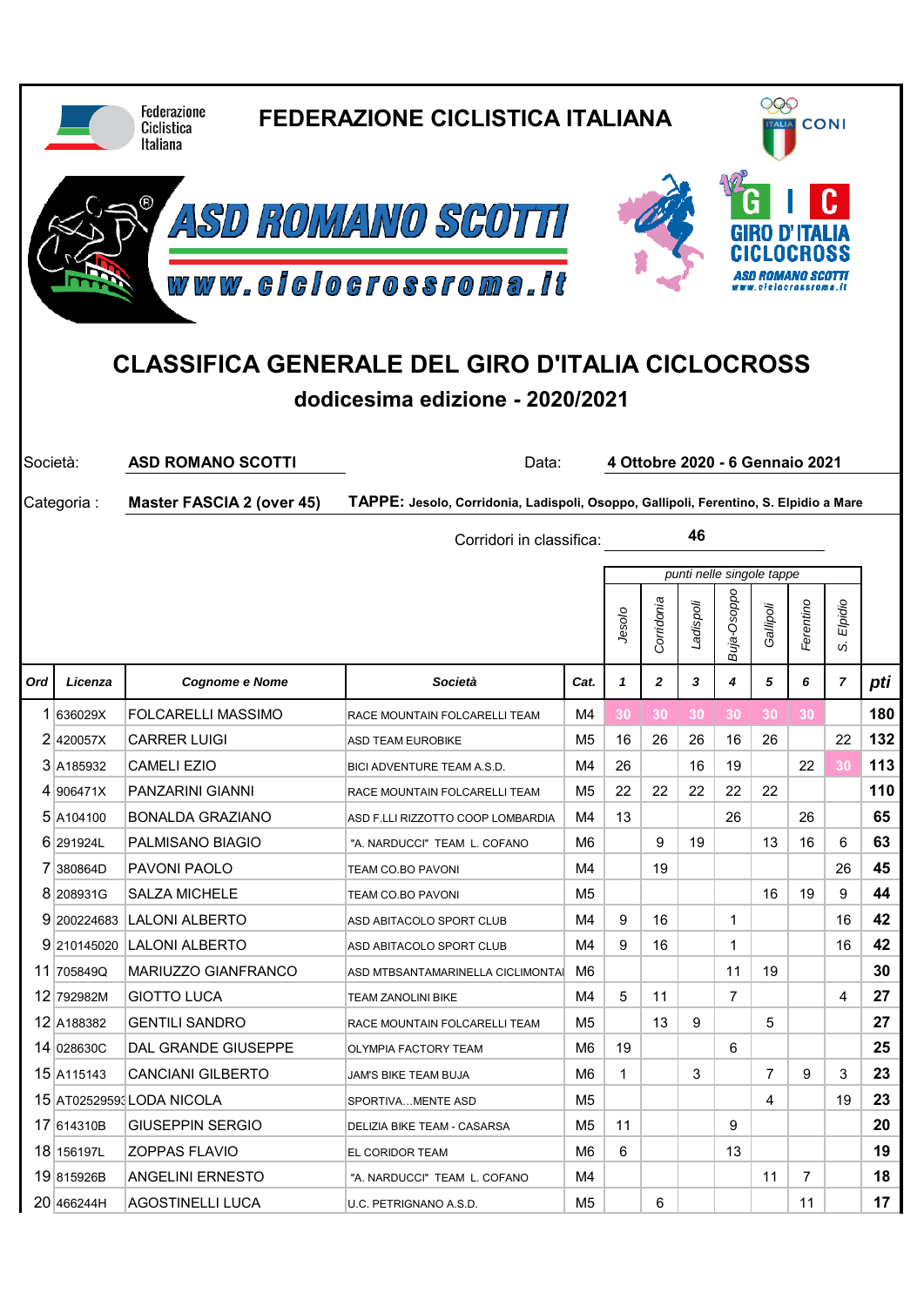FEDERAZIONE CICLISTICA ITALIANA

ASD ROMANO SCOTTI

www.ciclocrossroma.it

GIRO D'ITALIA CICLOCROSS

# CLASSIFICA GENERALE DEL GIRO D'ITALIA CICLOCROSS

## dodicesima edizione - 2020/2021

Società: **ASD ROMANO SCOTTI** Data: **4 Ottobre 2020 - 6 Gennaio 2021**

Categoria : **Master FASCIA 2 (over 45)** **TAPPE: Jesolo, Corridonia, Ladispoli, Osoppo, Gallipoli, Ferentino, S. Elpidio a Mare**

Corridori in classifica: **46**

| | | | | | punti nelle singole tappe | | | | | | | |
|---|---|---|---|---|---|---|---|---|---|---|---|---|
| | | | | | Jesolo | Corridonia | Ladispoli | Buja-Osoppo | Gallipoli | Ferentino | S. Elpidio | |
| **Ord** | **Licenza** | **Cognome e Nome** | **Società** | **Cat.** | **1** | **2** | **3** | **4** | **5** | **6** | **7** | **pti** |
| 1 | 636029X | FOLCARELLI MASSIMO | RACE MOUNTAIN FOLCARELLI TEAM | M4 | 30 | 30 | 30 | 30 | 30 | 30 | | **180** |
| 2 | 420057X | CARRER LUIGI | ASD TEAM EUROBIKE | M5 | 16 | 26 | 26 | 16 | 26 | | 22 | **132** |
| 3 | A185932 | CAMELI EZIO | BICI ADVENTURE TEAM A.S.D. | M4 | 26 | | 16 | 19 | | 22 | 30 | **113** |
| 4 | 906471X | PANZARINI GIANNI | RACE MOUNTAIN FOLCARELLI TEAM | M5 | 22 | 22 | 22 | 22 | 22 | | | **110** |
| 5 | A104100 | BONALDA GRAZIANO | ASD F.LLI RIZZOTTO COOP LOMBARDIA | M4 | 13 | | | 26 | | 26 | | **65** |
| 6 | 291924L | PALMISANO BIAGIO | "A. NARDUCCI" TEAM L. COFANO | M6 | | 9 | 19 | | 13 | 16 | 6 | **63** |
| 7 | 380864D | PAVONI PAOLO | TEAM CO.BO PAVONI | M4 | | 19 | | | | | 26 | **45** |
| 8 | 208931G | SALZA MICHELE | TEAM CO.BO PAVONI | M5 | | | | | 16 | 19 | 9 | **44** |
| 9 | 200224683 | LALONI ALBERTO | ASD ABITACOLO SPORT CLUB | M4 | 9 | 16 | | 1 | | | 16 | **42** |
| 9 | 210145020 | LALONI ALBERTO | ASD ABITACOLO SPORT CLUB | M4 | 9 | 16 | | 1 | | | 16 | **42** |
| 11 | 705849Q | MARIUZZO GIANFRANCO | ASD MTBSANTAMARINELLA CICLIMONTAI | M6 | | | | 11 | 19 | | | **30** |
| 12 | 792982M | GIOTTO LUCA | TEAM ZANOLINI BIKE | M4 | 5 | 11 | | 7 | | | 4 | **27** |
| 12 | A188382 | GENTILI SANDRO | RACE MOUNTAIN FOLCARELLI TEAM | M5 | | 13 | 9 | | 5 | | | **27** |
| 14 | 028630C | DAL GRANDE GIUSEPPE | OLYMPIA FACTORY TEAM | M6 | 19 | | | 6 | | | | **25** |
| 15 | A115143 | CANCIANI GILBERTO | JAM'S BIKE TEAM BUJA | M6 | 1 | | 3 | | 7 | 9 | 3 | **23** |
| 15 | AT02529593 | LODA NICOLA | SPORTIVA...MENTE ASD | M5 | | | | | 4 | | 19 | **23** |
| 17 | 614310B | GIUSEPPIN SERGIO | DELIZIA BIKE TEAM - CASARSA | M5 | 11 | | | 9 | | | | **20** |
| 18 | 156197L | ZOPPAS FLAVIO | EL CORIDOR TEAM | M6 | 6 | | | 13 | | | | **19** |
| 19 | 815926B | ANGELINI ERNESTO | "A. NARDUCCI" TEAM L. COFANO | M4 | | | | | 11 | 7 | | **18** |
| 20 | 466244H | AGOSTINELLI LUCA | U.C. PETRIGNANO A.S.D. | M5 | | 6 | | | | 11 | | **17** |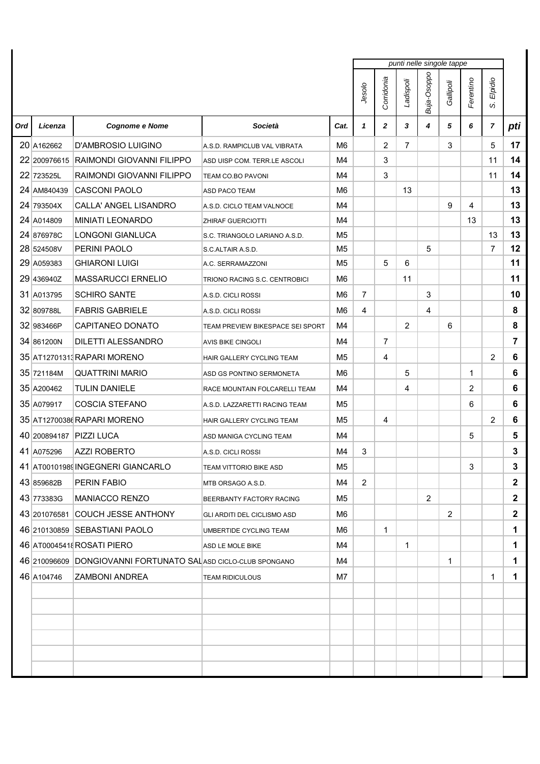| | | | | | punti nelle singole tappe | | | | | | | |
|---|---|---|---|---|---|---|---|---|---|---|---|---|
| | | | | | Jesolo | Corridonia | Ladispoli | Buja-Osoppo | Gallipoli | Ferentino | S. Elpidio | |
| Ord | Licenza | Cognome e Nome | Società | Cat. | 1 | 2 | 3 | 4 | 5 | 6 | 7 | pti |
| 20 | A162662 | D'AMBROSIO LUIGINO | A.S.D. RAMPICLUB VAL VIBRATA | M6 | | 2 | 7 | | 3 | | 5 | 17 |
| 22 | 200976615 | RAIMONDI GIOVANNI FILIPPO | ASD UISP COM. TERR.LE ASCOLI | M4 | | 3 | | | | | 11 | 14 |
| 22 | 723525L | RAIMONDI GIOVANNI FILIPPO | TEAM CO.BO PAVONI | M4 | | 3 | | | | | 11 | 14 |
| 24 | AM840439 | CASCONI PAOLO | ASD PACO TEAM | M6 | | | 13 | | | | | 13 |
| 24 | 793504X | CALLA' ANGEL LISANDRO | A.S.D. CICLO TEAM VALNOCE | M4 | | | | | 9 | 4 | | 13 |
| 24 | A014809 | MINIATI LEONARDO | ZHIRAF GUERCIOTTI | M4 | | | | | | 13 | | 13 |
| 24 | 876978C | LONGONI GIANLUCA | S.C. TRIANGOLO LARIANO A.S.D. | M5 | | | | | | | 13 | 13 |
| 28 | 524508V | PERINI PAOLO | S.C.ALTAIR A.S.D. | M5 | | | | 5 | | | 7 | 12 |
| 29 | A059383 | GHIARONI LUIGI | A.C. SERRAMAZZONI | M5 | | 5 | 6 | | | | | 11 |
| 29 | 436940Z | MASSARUCCI ERNELIO | TRIONO RACING S.C. CENTROBICI | M6 | | | 11 | | | | | 11 |
| 31 | A013795 | SCHIRO SANTE | A.S.D. CICLI ROSSI | M6 | 7 | | | 3 | | | | 10 |
| 32 | 809788L | FABRIS GABRIELE | A.S.D. CICLI ROSSI | M6 | 4 | | | 4 | | | | 8 |
| 32 | 983466P | CAPITANEO DONATO | TEAM PREVIEW BIKESPACE SEI SPORT | M4 | | | 2 | | 6 | | | 8 |
| 34 | 861200N | DILETTI ALESSANDRO | AVIS BIKE CINGOLI | M4 | | 7 | | | | | | 7 |
| 35 | AT12701313 | RAPARI MORENO | HAIR GALLERY CYCLING TEAM | M5 | | 4 | | | | | 2 | 6 |
| 35 | 721184M | QUATTRINI MARIO | ASD GS PONTINO SERMONETA | M6 | | | 5 | | | 1 | | 6 |
| 35 | A200462 | TULIN DANIELE | RACE MOUNTAIN FOLCARELLI TEAM | M4 | | | 4 | | | 2 | | 6 |
| 35 | A079917 | COSCIA STEFANO | A.S.D. LAZZARETTI RACING TEAM | M5 | | | | | | 6 | | 6 |
| 35 | AT12700386 | RAPARI MORENO | HAIR GALLERY CYCLING TEAM | M5 | | 4 | | | | | 2 | 6 |
| 40 | 200894187 | PIZZI LUCA | ASD MANIGA CYCLING TEAM | M4 | | | | | | 5 | | 5 |
| 41 | A075296 | AZZI ROBERTO | A.S.D. CICLI ROSSI | M4 | 3 | | | | | | | 3 |
| 41 | AT00101989 | INGEGNERI GIANCARLO | TEAM VITTORIO BIKE ASD | M5 | | | | | | 3 | | 3 |
| 43 | 859682B | PERIN FABIO | MTB ORSAGO A.S.D. | M4 | 2 | | | | | | | 2 |
| 43 | 773383G | MANIACCO RENZO | BEERBANTY FACTORY RACING | M5 | | | | 2 | | | | 2 |
| 43 | 201076581 | COUCH JESSE ANTHONY | GLI ARDITI DEL CICLISMO ASD | M6 | | | | | 2 | | | 2 |
| 46 | 210130859 | SEBASTIANI PAOLO | UMBERTIDE CYCLING TEAM | M6 | | 1 | | | | | | 1 |
| 46 | AT00045418 | ROSATI PIERO | ASD LE MOLE BIKE | M4 | | | 1 | | | | | 1 |
| 46 | 210096609 | DONGIOVANNI FORTUNATO SAL | ASD CICLO-CLUB SPONGANO | M4 | | | | | 1 | | | 1 |
| 46 | A104746 | ZAMBONI ANDREA | TEAM RIDICULOUS | M7 | | | | | | | 1 | 1 |